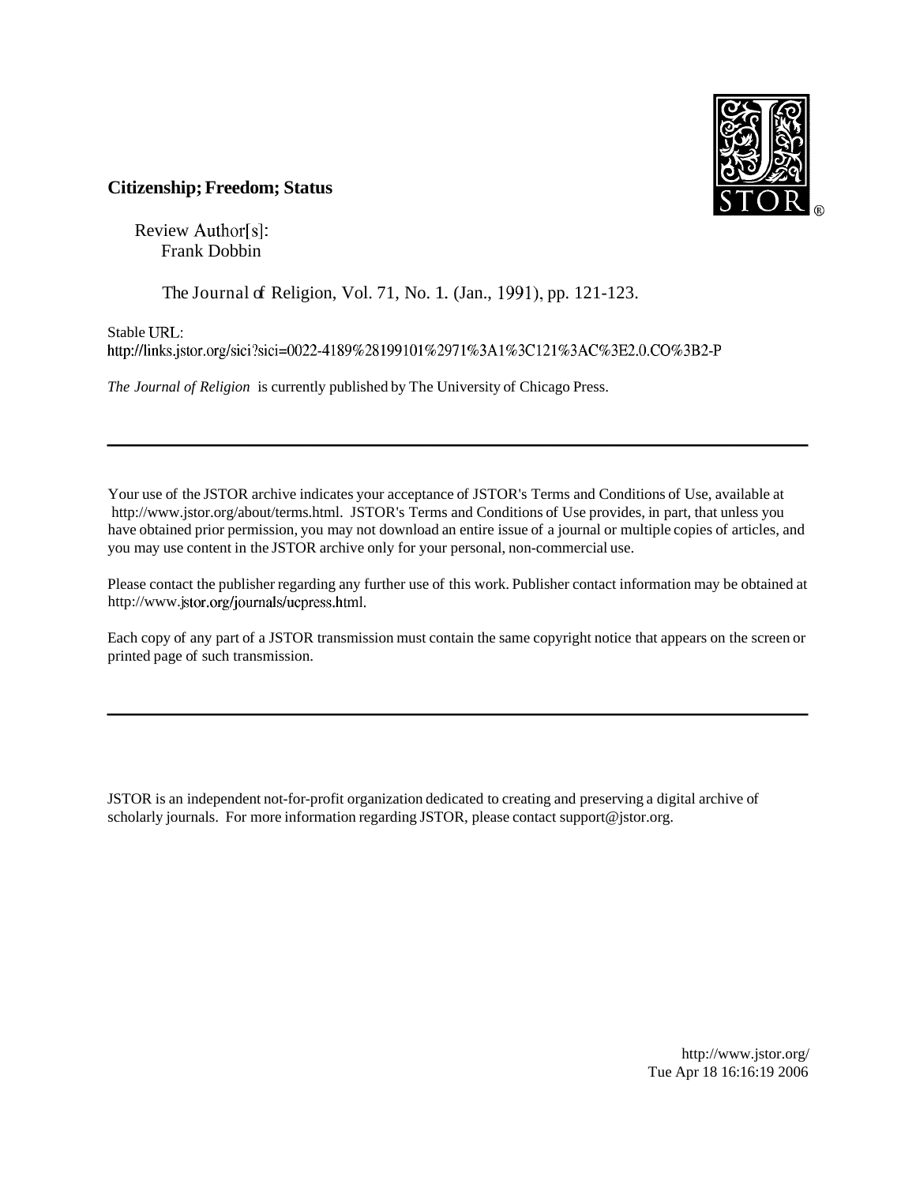**Citizenship; Freedom; Status**

Review Author[s]:
Frank Dobbin

The Journal of Religion, Vol. 71, No. 1. (Jan., 1991), pp. 121-123.

Stable URL:
http://links.jstor.org/sici?sici=0022-4189%28199101%2971%3A1%3C121%3AC%3E2.0.CO%3B2-P

*The Journal of Religion* is currently published by The University of Chicago Press.

---

Your use of the JSTOR archive indicates your acceptance of JSTOR's Terms and Conditions of Use, available at http://www.jstor.org/about/terms.html. JSTOR's Terms and Conditions of Use provides, in part, that unless you have obtained prior permission, you may not download an entire issue of a journal or multiple copies of articles, and you may use content in the JSTOR archive only for your personal, non-commercial use.

Please contact the publisher regarding any further use of this work. Publisher contact information may be obtained at http://www.jstor.org/journals/ucpress.html.

Each copy of any part of a JSTOR transmission must contain the same copyright notice that appears on the screen or printed page of such transmission.

---

JSTOR is an independent not-for-profit organization dedicated to creating and preserving a digital archive of scholarly journals. For more information regarding JSTOR, please contact support@jstor.org.

http://www.jstor.org/
Tue Apr 18 16:16:19 2006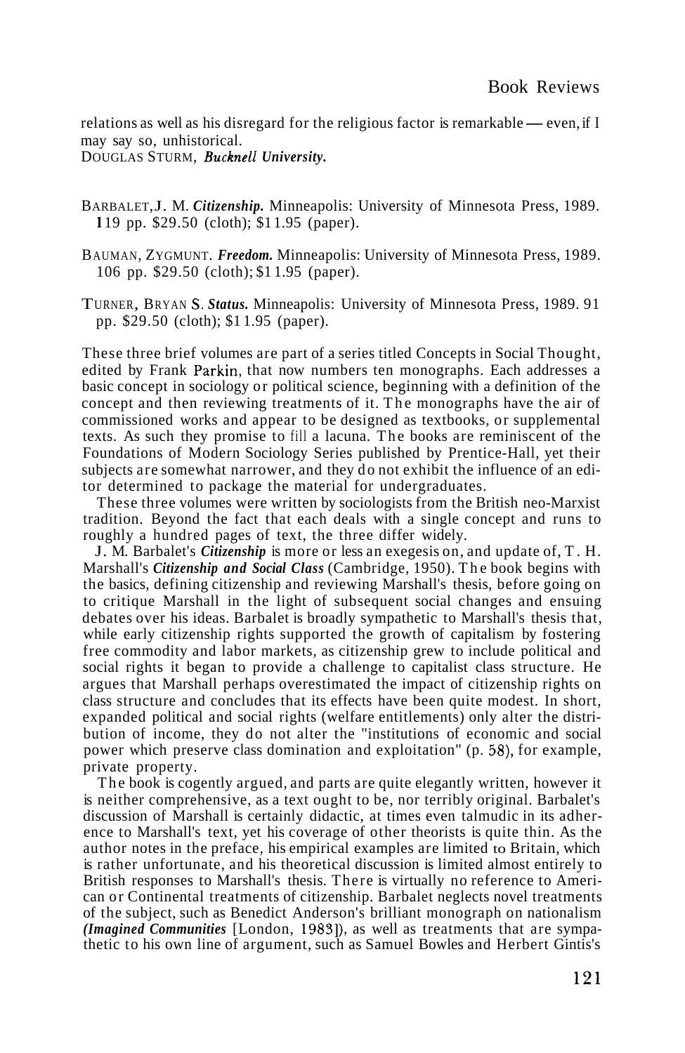relations as well as his disregard for the religious factor is remarkable — even, if I may say so, unhistorical.
DOUGLAS STURM, *Bucknell University.*

BARBALET, J. M. ***Citizenship.*** Minneapolis: University of Minnesota Press, 1989. 119 pp. $29.50 (cloth); $11.95 (paper).

BAUMAN, ZYGMUNT. ***Freedom.*** Minneapolis: University of Minnesota Press, 1989. 106 pp. $29.50 (cloth); $11.95 (paper).

TURNER, BRYAN S. ***Status.*** Minneapolis: University of Minnesota Press, 1989. 91 pp. $29.50 (cloth); $11.95 (paper).

These three brief volumes are part of a series titled Concepts in Social Thought, edited by Frank Parkin, that now numbers ten monographs. Each addresses a basic concept in sociology or political science, beginning with a definition of the concept and then reviewing treatments of it. The monographs have the air of commissioned works and appear to be designed as textbooks, or supplemental texts. As such they promise to fill a lacuna. The books are reminiscent of the Foundations of Modern Sociology Series published by Prentice-Hall, yet their subjects are somewhat narrower, and they do not exhibit the influence of an editor determined to package the material for undergraduates.

These three volumes were written by sociologists from the British neo-Marxist tradition. Beyond the fact that each deals with a single concept and runs to roughly a hundred pages of text, the three differ widely.

J. M. Barbalet's ***Citizenship*** is more or less an exegesis on, and update of, T. H. Marshall's ***Citizenship and Social Class*** (Cambridge, 1950). The book begins with the basics, defining citizenship and reviewing Marshall's thesis, before going on to critique Marshall in the light of subsequent social changes and ensuing debates over his ideas. Barbalet is broadly sympathetic to Marshall's thesis that, while early citizenship rights supported the growth of capitalism by fostering free commodity and labor markets, as citizenship grew to include political and social rights it began to provide a challenge to capitalist class structure. He argues that Marshall perhaps overestimated the impact of citizenship rights on class structure and concludes that its effects have been quite modest. In short, expanded political and social rights (welfare entitlements) only alter the distribution of income, they do not alter the "institutions of economic and social power which preserve class domination and exploitation" (p. 58), for example, private property.

The book is cogently argued, and parts are quite elegantly written, however it is neither comprehensive, as a text ought to be, nor terribly original. Barbalet's discussion of Marshall is certainly didactic, at times even talmudic in its adherence to Marshall's text, yet his coverage of other theorists is quite thin. As the author notes in the preface, his empirical examples are limited to Britain, which is rather unfortunate, and his theoretical discussion is limited almost entirely to British responses to Marshall's thesis. There is virtually no reference to American or Continental treatments of citizenship. Barbalet neglects novel treatments of the subject, such as Benedict Anderson's brilliant monograph on nationalism ***(Imagined Communities*** [London, 1983]), as well as treatments that are sympathetic to his own line of argument, such as Samuel Bowles and Herbert Gintis's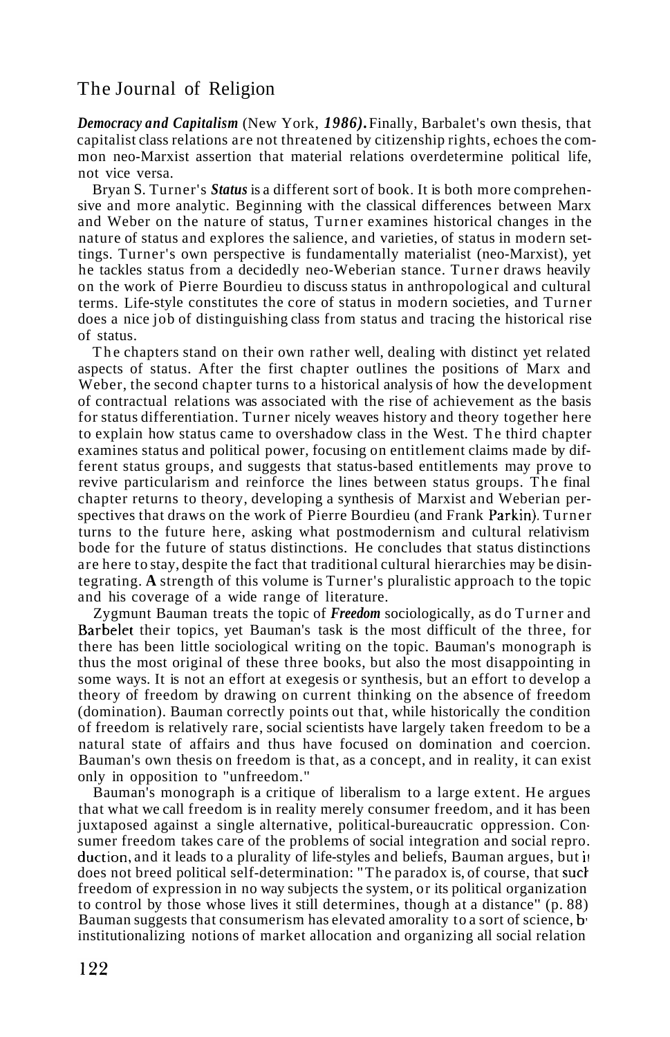*Democracy and Capitalism* (New York, *1986)***.** Finally, Barbalet's own thesis, that capitalist class relations are not threatened by citizenship rights, echoes the common neo-Marxist assertion that material relations overdetermine political life, not vice versa.

Bryan S. Turner's ***Status*** is a different sort of book. It is both more comprehensive and more analytic. Beginning with the classical differences between Marx and Weber on the nature of status, Turner examines historical changes in the nature of status and explores the salience, and varieties, of status in modern settings. Turner's own perspective is fundamentally materialist (neo-Marxist), yet he tackles status from a decidedly neo-Weberian stance. Turner draws heavily on the work of Pierre Bourdieu to discuss status in anthropological and cultural terms. Life-style constitutes the core of status in modern societies, and Turner does a nice job of distinguishing class from status and tracing the historical rise of status.

The chapters stand on their own rather well, dealing with distinct yet related aspects of status. After the first chapter outlines the positions of Marx and Weber, the second chapter turns to a historical analysis of how the development of contractual relations was associated with the rise of achievement as the basis for status differentiation. Turner nicely weaves history and theory together here to explain how status came to overshadow class in the West. The third chapter examines status and political power, focusing on entitlement claims made by different status groups, and suggests that status-based entitlements may prove to revive particularism and reinforce the lines between status groups. The final chapter returns to theory, developing a synthesis of Marxist and Weberian perspectives that draws on the work of Pierre Bourdieu (and Frank Parkin). Turner turns to the future here, asking what postmodernism and cultural relativism bode for the future of status distinctions. He concludes that status distinctions are here to stay, despite the fact that traditional cultural hierarchies may be disintegrating. **A** strength of this volume is Turner's pluralistic approach to the topic and his coverage of a wide range of literature.

Zygmunt Bauman treats the topic of ***Freedom*** sociologically, as do Turner and Barbelet their topics, yet Bauman's task is the most difficult of the three, for there has been little sociological writing on the topic. Bauman's monograph is thus the most original of these three books, but also the most disappointing in some ways. It is not an effort at exegesis or synthesis, but an effort to develop a theory of freedom by drawing on current thinking on the absence of freedom (domination). Bauman correctly points out that, while historically the condition of freedom is relatively rare, social scientists have largely taken freedom to be a natural state of affairs and thus have focused on domination and coercion. Bauman's own thesis on freedom is that, as a concept, and in reality, it can exist only in opposition to "unfreedom."

Bauman's monograph is a critique of liberalism to a large extent. He argues that what we call freedom is in reality merely consumer freedom, and it has been juxtaposed against a single alternative, political-bureaucratic oppression. Consumer freedom takes care of the problems of social integration and social reproduction, and it leads to a plurality of life-styles and beliefs, Bauman argues, but it does not breed political self-determination: "The paradox is, of course, that such freedom of expression in no way subjects the system, or its political organization to control by those whose lives it still determines, though at a distance" (p. 88) Bauman suggests that consumerism has elevated amorality to a sort of science, by institutionalizing notions of market allocation and organizing all social relation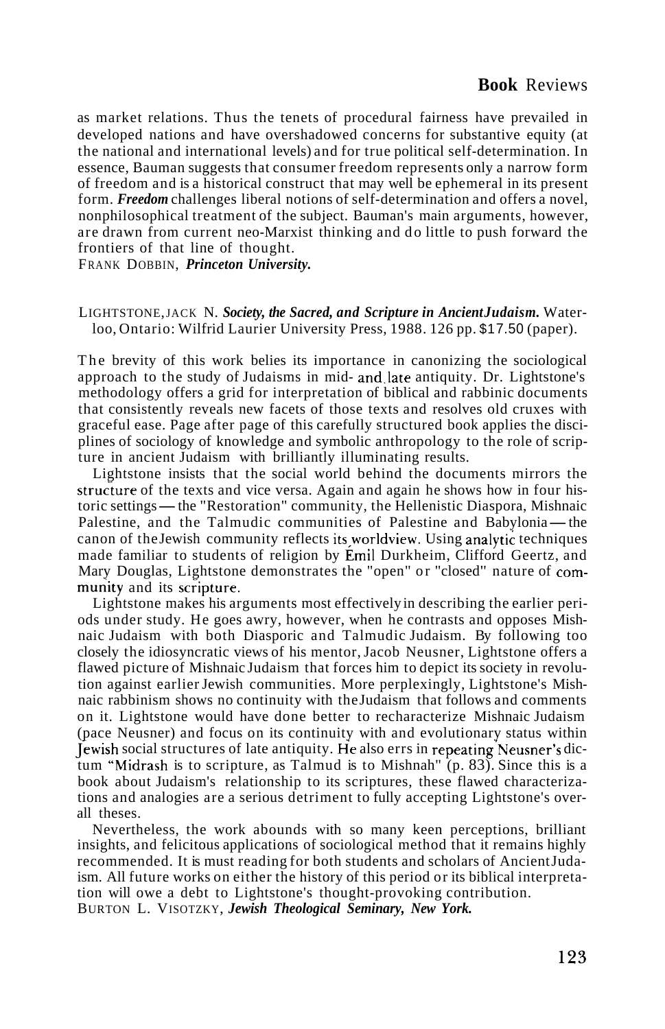as market relations. Thus the tenets of procedural fairness have prevailed in developed nations and have overshadowed concerns for substantive equity (at the national and international levels) and for true political self-determination. In essence, Bauman suggests that consumer freedom represents only a narrow form of freedom and is a historical construct that may well be ephemeral in its present form. ***Freedom*** challenges liberal notions of self-determination and offers a novel, nonphilosophical treatment of the subject. Bauman's main arguments, however, are drawn from current neo-Marxist thinking and do little to push forward the frontiers of that line of thought.

FRANK DOBBIN, ***Princeton University.***

LIGHTSTONE, JACK N. ***Society, the Sacred, and Scripture in Ancient Judaism.*** Waterloo, Ontario: Wilfrid Laurier University Press, 1988. 126 pp. $17.50 (paper).

The brevity of this work belies its importance in canonizing the sociological approach to the study of Judaisms in mid- and late antiquity. Dr. Lightstone's methodology offers a grid for interpretation of biblical and rabbinic documents that consistently reveals new facets of those texts and resolves old cruxes with graceful ease. Page after page of this carefully structured book applies the disciplines of sociology of knowledge and symbolic anthropology to the role of scripture in ancient Judaism with brilliantly illuminating results.

Lightstone insists that the social world behind the documents mirrors the structure of the texts and vice versa. Again and again he shows how in four historic settings — the "Restoration" community, the Hellenistic Diaspora, Mishnaic Palestine, and the Talmudic communities of Palestine and Babylonia — the canon of the Jewish community reflects its worldview. Using analytic techniques made familiar to students of religion by Émil Durkheim, Clifford Geertz, and Mary Douglas, Lightstone demonstrates the "open" or "closed" nature of community and its scripture.

Lightstone makes his arguments most effectively in describing the earlier periods under study. He goes awry, however, when he contrasts and opposes Mishnaic Judaism with both Diasporic and Talmudic Judaism. By following too closely the idiosyncratic views of his mentor, Jacob Neusner, Lightstone offers a flawed picture of Mishnaic Judaism that forces him to depict its society in revolution against earlier Jewish communities. More perplexingly, Lightstone's Mishnaic rabbinism shows no continuity with the Judaism that follows and comments on it. Lightstone would have done better to recharacterize Mishnaic Judaism (pace Neusner) and focus on its continuity with and evolutionary status within Jewish social structures of late antiquity. He also errs in repeating Neusner's dictum "Midrash is to scripture, as Talmud is to Mishnah" (p. 83). Since this is a book about Judaism's relationship to its scriptures, these flawed characterizations and analogies are a serious detriment to fully accepting Lightstone's overall theses.

Nevertheless, the work abounds with so many keen perceptions, brilliant insights, and felicitous applications of sociological method that it remains highly recommended. It is must reading for both students and scholars of Ancient Judaism. All future works on either the history of this period or its biblical interpretation will owe a debt to Lightstone's thought-provoking contribution.

BURTON L. VISOTZKY, ***Jewish Theological Seminary, New York.***